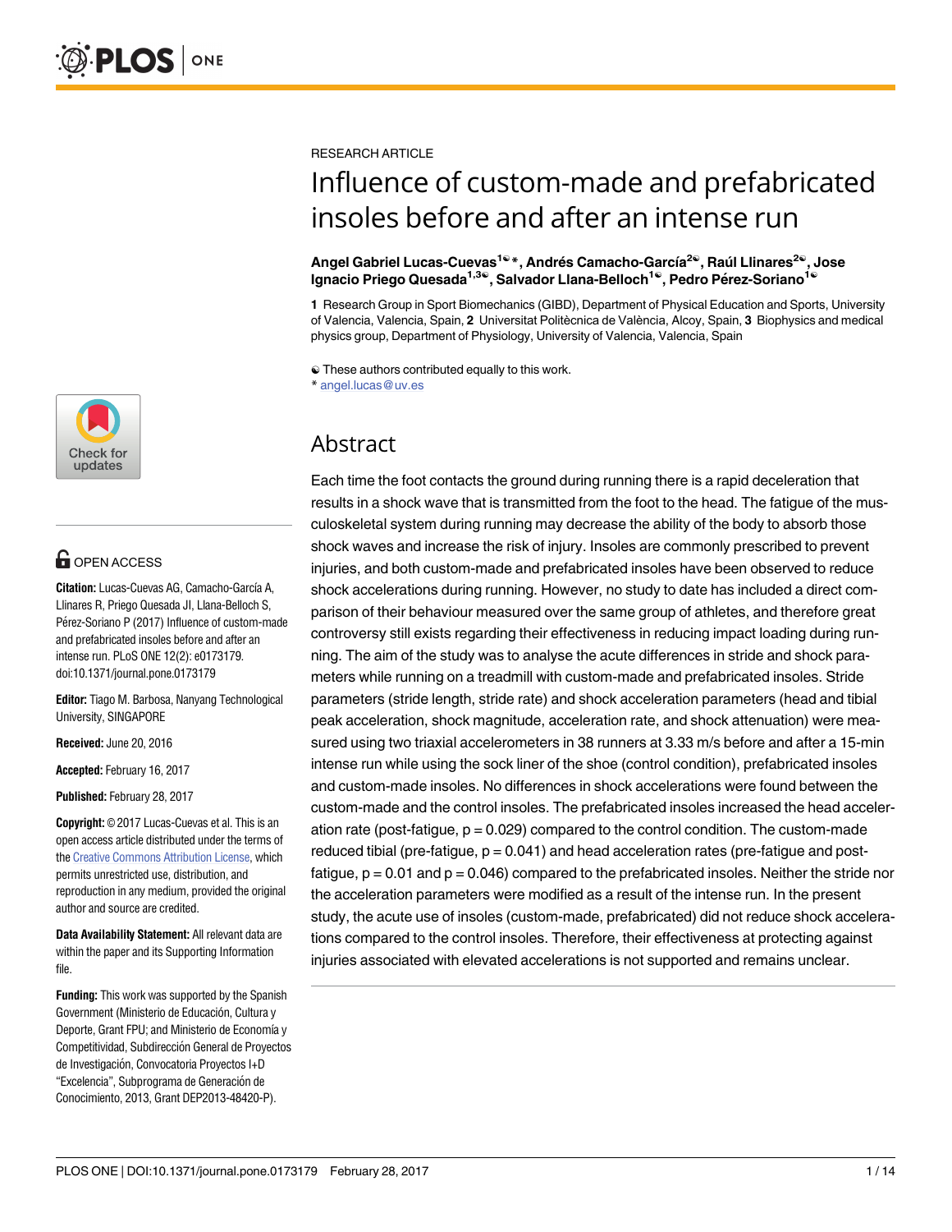RESEARCH ARTICLE

# Influence of custom-made and prefabricated insoles before and after an intense run

**Angel Gabriel Lucas-Cuevas[1☯*], Andrés Camacho-García[2☯], Raúl Llinares[2☯], Jose Ignacio Priego Quesada[1,3☯], Salvador Llana-Belloch[1☯], Pedro Pérez-Soriano[1☯]**

1 Research Group in Sport Biomechanics (GIBD), Department of Physical Education and Sports, University of Valencia, Valencia, Spain, 2 Universitat Politècnica de València, Alcoy, Spain, 3 Biophysics and medical physics group, Department of Physiology, University of Valencia, Valencia, Spain

☯ These authors contributed equally to this work.
* angel.lucas@uv.es

OPEN ACCESS

**Citation:** Lucas-Cuevas AG, Camacho-García A, Llinares R, Priego Quesada JI, Llana-Belloch S, Pérez-Soriano P (2017) Influence of custom-made and prefabricated insoles before and after an intense run. PLoS ONE 12(2): e0173179. doi:10.1371/journal.pone.0173179

**Editor:** Tiago M. Barbosa, Nanyang Technological University, SINGAPORE

**Received:** June 20, 2016

**Accepted:** February 16, 2017

**Published:** February 28, 2017

**Copyright:** © 2017 Lucas-Cuevas et al. This is an open access article distributed under the terms of the Creative Commons Attribution License, which permits unrestricted use, distribution, and reproduction in any medium, provided the original author and source are credited.

**Data Availability Statement:** All relevant data are within the paper and its Supporting Information file.

**Funding:** This work was supported by the Spanish Government (Ministerio de Educación, Cultura y Deporte, Grant FPU; and Ministerio de Economía y Competitividad, Subdirección General de Proyectos de Investigación, Convocatoria Proyectos I+D "Excelencia", Subprograma de Generación de Conocimiento, 2013, Grant DEP2013-48420-P).

## Abstract

Each time the foot contacts the ground during running there is a rapid deceleration that results in a shock wave that is transmitted from the foot to the head. The fatigue of the musculoskeletal system during running may decrease the ability of the body to absorb those shock waves and increase the risk of injury. Insoles are commonly prescribed to prevent injuries, and both custom-made and prefabricated insoles have been observed to reduce shock accelerations during running. However, no study to date has included a direct comparison of their behaviour measured over the same group of athletes, and therefore great controversy still exists regarding their effectiveness in reducing impact loading during running. The aim of the study was to analyse the acute differences in stride and shock parameters while running on a treadmill with custom-made and prefabricated insoles. Stride parameters (stride length, stride rate) and shock acceleration parameters (head and tibial peak acceleration, shock magnitude, acceleration rate, and shock attenuation) were measured using two triaxial accelerometers in 38 runners at 3.33 m/s before and after a 15-min intense run while using the sock liner of the shoe (control condition), prefabricated insoles and custom-made insoles. No differences in shock accelerations were found between the custom-made and the control insoles. The prefabricated insoles increased the head acceleration rate (post-fatigue, $p = 0.029$) compared to the control condition. The custom-made reduced tibial (pre-fatigue, $p = 0.041$) and head acceleration rates (pre-fatigue and post-fatigue, $p = 0.01$ and $p = 0.046$) compared to the prefabricated insoles. Neither the stride nor the acceleration parameters were modified as a result of the intense run. In the present study, the acute use of insoles (custom-made, prefabricated) did not reduce shock accelerations compared to the control insoles. Therefore, their effectiveness at protecting against injuries associated with elevated accelerations is not supported and remains unclear.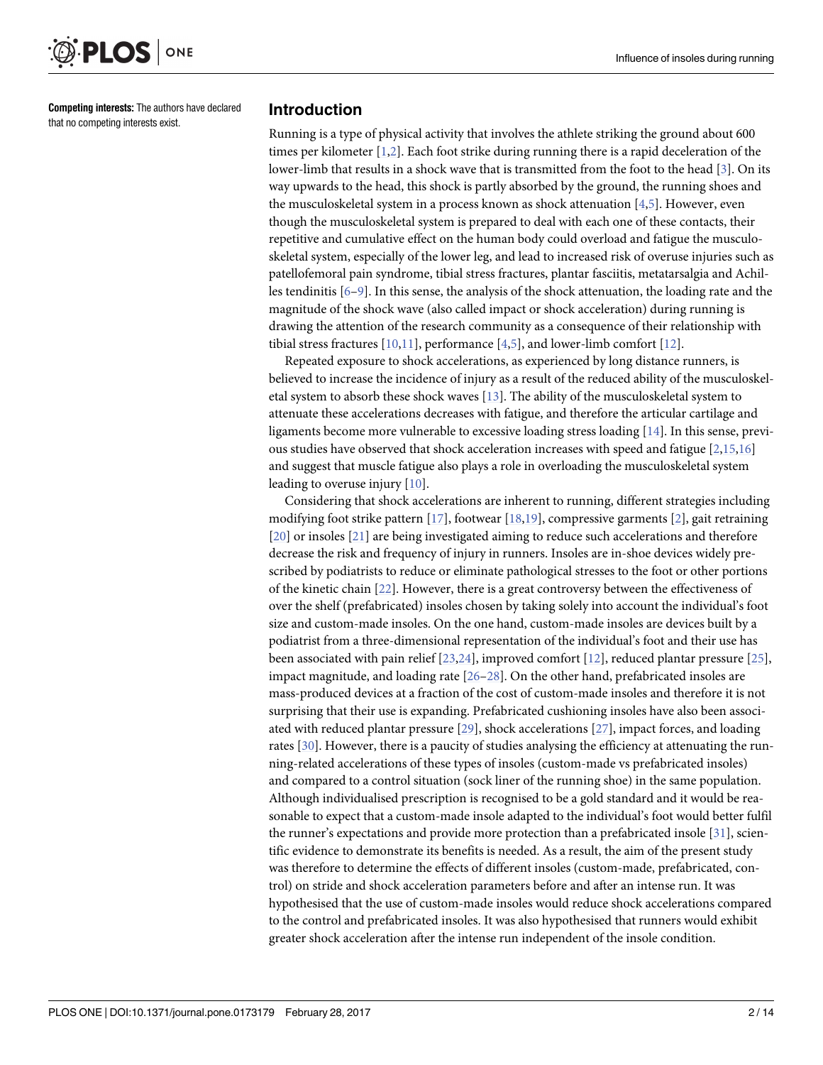**Competing interests:** The authors have declared that no competing interests exist.

## Introduction

Running is a type of physical activity that involves the athlete striking the ground about 600 times per kilometer [1,2]. Each foot strike during running there is a rapid deceleration of the lower-limb that results in a shock wave that is transmitted from the foot to the head [3]. On its way upwards to the head, this shock is partly absorbed by the ground, the running shoes and the musculoskeletal system in a process known as shock attenuation [4,5]. However, even though the musculoskeletal system is prepared to deal with each one of these contacts, their repetitive and cumulative effect on the human body could overload and fatigue the musculoskeletal system, especially of the lower leg, and lead to increased risk of overuse injuries such as patellofemoral pain syndrome, tibial stress fractures, plantar fasciitis, metatarsalgia and Achilles tendinitis [6–9]. In this sense, the analysis of the shock attenuation, the loading rate and the magnitude of the shock wave (also called impact or shock acceleration) during running is drawing the attention of the research community as a consequence of their relationship with tibial stress fractures [10,11], performance [4,5], and lower-limb comfort [12].

Repeated exposure to shock accelerations, as experienced by long distance runners, is believed to increase the incidence of injury as a result of the reduced ability of the musculoskeletal system to absorb these shock waves [13]. The ability of the musculoskeletal system to attenuate these accelerations decreases with fatigue, and therefore the articular cartilage and ligaments become more vulnerable to excessive loading stress loading [14]. In this sense, previous studies have observed that shock acceleration increases with speed and fatigue [2,15,16] and suggest that muscle fatigue also plays a role in overloading the musculoskeletal system leading to overuse injury [10].

Considering that shock accelerations are inherent to running, different strategies including modifying foot strike pattern [17], footwear [18,19], compressive garments [2], gait retraining [20] or insoles [21] are being investigated aiming to reduce such accelerations and therefore decrease the risk and frequency of injury in runners. Insoles are in-shoe devices widely prescribed by podiatrists to reduce or eliminate pathological stresses to the foot or other portions of the kinetic chain [22]. However, there is a great controversy between the effectiveness of over the shelf (prefabricated) insoles chosen by taking solely into account the individual's foot size and custom-made insoles. On the one hand, custom-made insoles are devices built by a podiatrist from a three-dimensional representation of the individual's foot and their use has been associated with pain relief [23,24], improved comfort [12], reduced plantar pressure [25], impact magnitude, and loading rate [26–28]. On the other hand, prefabricated insoles are mass-produced devices at a fraction of the cost of custom-made insoles and therefore it is not surprising that their use is expanding. Prefabricated cushioning insoles have also been associated with reduced plantar pressure [29], shock accelerations [27], impact forces, and loading rates [30]. However, there is a paucity of studies analysing the efficiency at attenuating the running-related accelerations of these types of insoles (custom-made vs prefabricated insoles) and compared to a control situation (sock liner of the running shoe) in the same population. Although individualised prescription is recognised to be a gold standard and it would be reasonable to expect that a custom-made insole adapted to the individual's foot would better fulfil the runner's expectations and provide more protection than a prefabricated insole [31], scientific evidence to demonstrate its benefits is needed. As a result, the aim of the present study was therefore to determine the effects of different insoles (custom-made, prefabricated, control) on stride and shock acceleration parameters before and after an intense run. It was hypothesised that the use of custom-made insoles would reduce shock accelerations compared to the control and prefabricated insoles. It was also hypothesised that runners would exhibit greater shock acceleration after the intense run independent of the insole condition.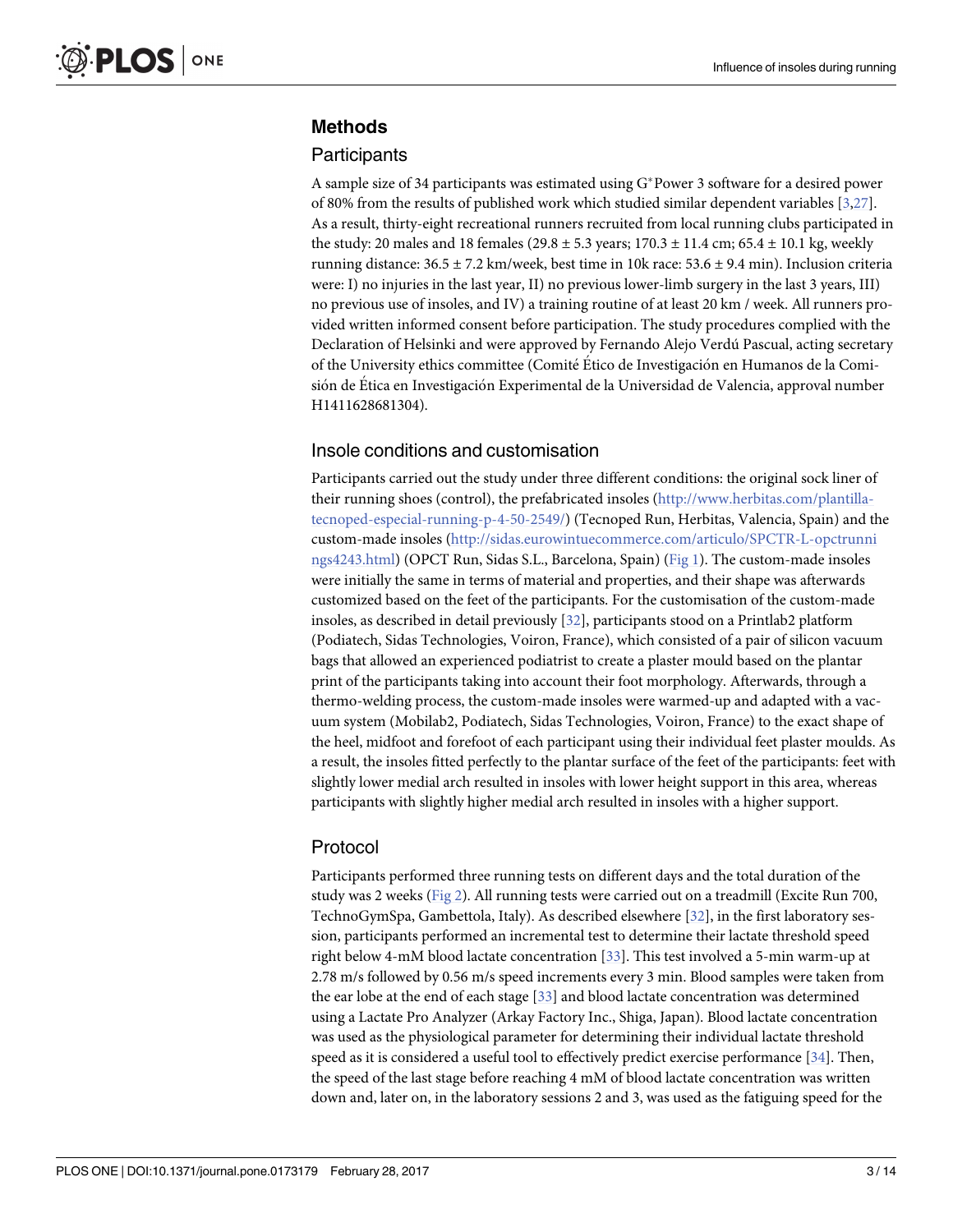## Methods

### Participants

A sample size of 34 participants was estimated using G*Power 3 software for a desired power of 80% from the results of published work which studied similar dependent variables [3,27]. As a result, thirty-eight recreational runners recruited from local running clubs participated in the study: 20 males and 18 females (29.8 ± 5.3 years; 170.3 ± 11.4 cm; 65.4 ± 10.1 kg, weekly running distance: 36.5 ± 7.2 km/week, best time in 10k race: 53.6 ± 9.4 min). Inclusion criteria were: I) no injuries in the last year, II) no previous lower-limb surgery in the last 3 years, III) no previous use of insoles, and IV) a training routine of at least 20 km / week. All runners provided written informed consent before participation. The study procedures complied with the Declaration of Helsinki and were approved by Fernando Alejo Verdú Pascual, acting secretary of the University ethics committee (Comité Ético de Investigación en Humanos de la Comisión de Ética en Investigación Experimental de la Universidad de Valencia, approval number H1411628681304).

### Insole conditions and customisation

Participants carried out the study under three different conditions: the original sock liner of their running shoes (control), the prefabricated insoles (http://www.herbitas.com/plantilla-tecnoped-especial-running-p-4-50-2549/) (Tecnoped Run, Herbitas, Valencia, Spain) and the custom-made insoles (http://sidas.eurowintuecommerce.com/articulo/SPCTR-L-opctrunnings4243.html) (OPCT Run, Sidas S.L., Barcelona, Spain) (Fig 1). The custom-made insoles were initially the same in terms of material and properties, and their shape was afterwards customized based on the feet of the participants. For the customisation of the custom-made insoles, as described in detail previously [32], participants stood on a Printlab2 platform (Podiatech, Sidas Technologies, Voiron, France), which consisted of a pair of silicon vacuum bags that allowed an experienced podiatrist to create a plaster mould based on the plantar print of the participants taking into account their foot morphology. Afterwards, through a thermo-welding process, the custom-made insoles were warmed-up and adapted with a vacuum system (Mobilab2, Podiatech, Sidas Technologies, Voiron, France) to the exact shape of the heel, midfoot and forefoot of each participant using their individual feet plaster moulds. As a result, the insoles fitted perfectly to the plantar surface of the feet of the participants: feet with slightly lower medial arch resulted in insoles with lower height support in this area, whereas participants with slightly higher medial arch resulted in insoles with a higher support.

### Protocol

Participants performed three running tests on different days and the total duration of the study was 2 weeks (Fig 2). All running tests were carried out on a treadmill (Excite Run 700, TechnoGymSpa, Gambettola, Italy). As described elsewhere [32], in the first laboratory session, participants performed an incremental test to determine their lactate threshold speed right below 4-mM blood lactate concentration [33]. This test involved a 5-min warm-up at 2.78 m/s followed by 0.56 m/s speed increments every 3 min. Blood samples were taken from the ear lobe at the end of each stage [33] and blood lactate concentration was determined using a Lactate Pro Analyzer (Arkay Factory Inc., Shiga, Japan). Blood lactate concentration was used as the physiological parameter for determining their individual lactate threshold speed as it is considered a useful tool to effectively predict exercise performance [34]. Then, the speed of the last stage before reaching 4 mM of blood lactate concentration was written down and, later on, in the laboratory sessions 2 and 3, was used as the fatiguing speed for the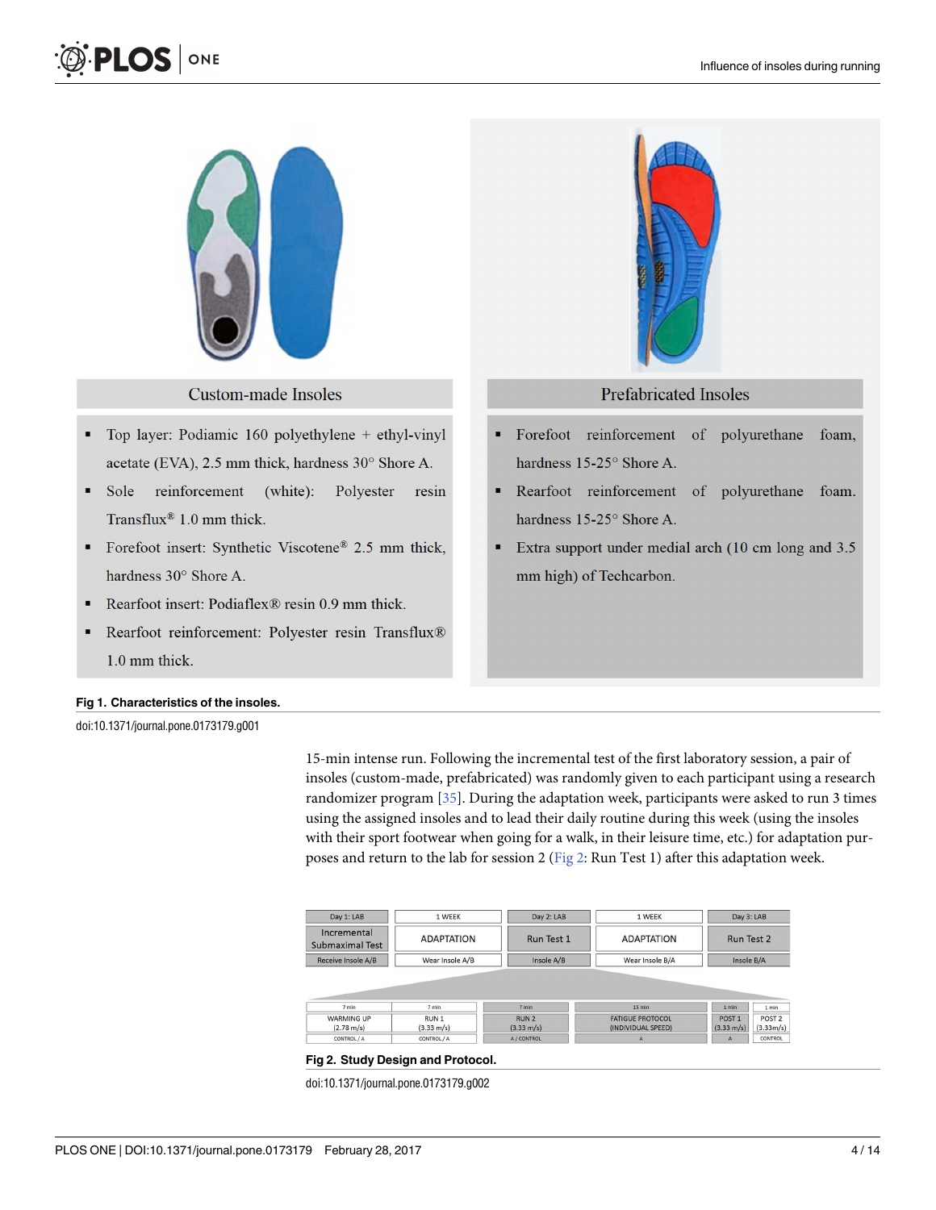| Custom-made Insoles | Prefabricated Insoles |
|---|---|
| ▪ Top layer: Podiamic 160 polyethylene + ethyl-vinyl acetate (EVA), 2.5 mm thick, hardness 30° Shore A.<br>▪ Sole reinforcement (white): Polyester resin Transflux® 1.0 mm thick.<br>▪ Forefoot insert: Synthetic Viscotene® 2.5 mm thick, hardness 30° Shore A.<br>▪ Rearfoot insert: Podiaflex® resin 0.9 mm thick.<br>▪ Rearfoot reinforcement: Polyester resin Transflux® 1.0 mm thick. | ▪ Forefoot reinforcement of polyurethane foam, hardness 15-25° Shore A.<br>▪ Rearfoot reinforcement of polyurethane foam. hardness 15-25° Shore A.<br>▪ Extra support under medial arch (10 cm long and 3.5 mm high) of Techcarbon. |

**Fig 1. Characteristics of the insoles.**

doi:10.1371/journal.pone.0173179.g001

15-min intense run. Following the incremental test of the first laboratory session, a pair of insoles (custom-made, prefabricated) was randomly given to each participant using a research randomizer program [35]. During the adaptation week, participants were asked to run 3 times using the assigned insoles and to lead their daily routine during this week (using the insoles with their sport footwear when going for a walk, in their leisure time, etc.) for adaptation purposes and return to the lab for session 2 (Fig 2: Run Test 1) after this adaptation week.

| Day 1: LAB | 1 WEEK | Day 2: LAB | 1 WEEK | Day 3: LAB |
|---|---|---|---|---|
| Incremental Submaximal Test | ADAPTATION | Run Test 1 | ADAPTATION | Run Test 2 |
| Receive Insole A/B | Wear Insole A/B | Insole A/B | Wear Insole B/A | Insole B/A |

| 7 min | 7 min | 7 min | 15 min | 1 min | 1 min |
|---|---|---|---|---|---|
| WARMING UP (2.78 m/s) | RUN 1 (3.33 m/s) | RUN 2 (3.33 m/s) | FATIGUE PROTOCOL (INDIVIDUAL SPEED) | POST 1 (3.33 m/s) | POST 2 (3.33m/s) |
| CONTROL / A | CONTROL / A | A / CONTROL | A | A | CONTROL |

**Fig 2. Study Design and Protocol.**

doi:10.1371/journal.pone.0173179.g002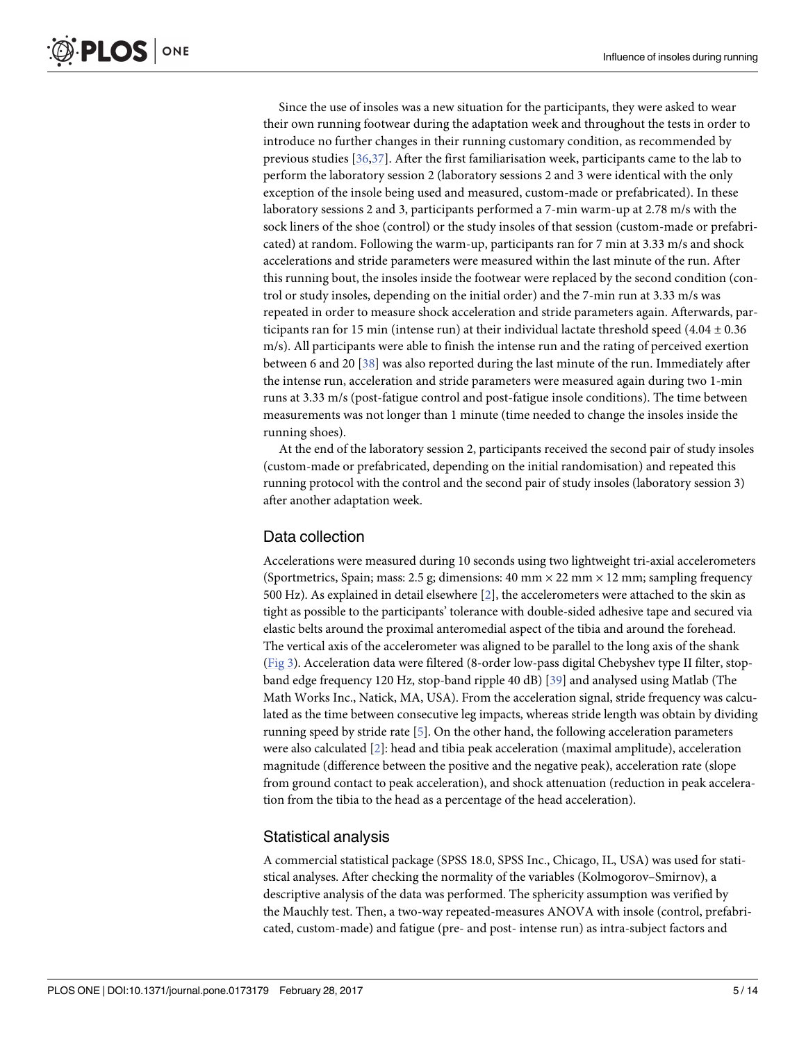Since the use of insoles was a new situation for the participants, they were asked to wear their own running footwear during the adaptation week and throughout the tests in order to introduce no further changes in their running customary condition, as recommended by previous studies [36,37]. After the first familiarisation week, participants came to the lab to perform the laboratory session 2 (laboratory sessions 2 and 3 were identical with the only exception of the insole being used and measured, custom-made or prefabricated). In these laboratory sessions 2 and 3, participants performed a 7-min warm-up at 2.78 m/s with the sock liners of the shoe (control) or the study insoles of that session (custom-made or prefabricated) at random. Following the warm-up, participants ran for 7 min at 3.33 m/s and shock accelerations and stride parameters were measured within the last minute of the run. After this running bout, the insoles inside the footwear were replaced by the second condition (control or study insoles, depending on the initial order) and the 7-min run at 3.33 m/s was repeated in order to measure shock acceleration and stride parameters again. Afterwards, participants ran for 15 min (intense run) at their individual lactate threshold speed (4.04 ± 0.36 m/s). All participants were able to finish the intense run and the rating of perceived exertion between 6 and 20 [38] was also reported during the last minute of the run. Immediately after the intense run, acceleration and stride parameters were measured again during two 1-min runs at 3.33 m/s (post-fatigue control and post-fatigue insole conditions). The time between measurements was not longer than 1 minute (time needed to change the insoles inside the running shoes).

At the end of the laboratory session 2, participants received the second pair of study insoles (custom-made or prefabricated, depending on the initial randomisation) and repeated this running protocol with the control and the second pair of study insoles (laboratory session 3) after another adaptation week.

## Data collection

Accelerations were measured during 10 seconds using two lightweight tri-axial accelerometers (Sportmetrics, Spain; mass: 2.5 g; dimensions: 40 mm × 22 mm × 12 mm; sampling frequency 500 Hz). As explained in detail elsewhere [2], the accelerometers were attached to the skin as tight as possible to the participants' tolerance with double-sided adhesive tape and secured via elastic belts around the proximal anteromedial aspect of the tibia and around the forehead. The vertical axis of the accelerometer was aligned to be parallel to the long axis of the shank (Fig 3). Acceleration data were filtered (8-order low-pass digital Chebyshev type II filter, stop-band edge frequency 120 Hz, stop-band ripple 40 dB) [39] and analysed using Matlab (The Math Works Inc., Natick, MA, USA). From the acceleration signal, stride frequency was calculated as the time between consecutive leg impacts, whereas stride length was obtain by dividing running speed by stride rate [5]. On the other hand, the following acceleration parameters were also calculated [2]: head and tibia peak acceleration (maximal amplitude), acceleration magnitude (difference between the positive and the negative peak), acceleration rate (slope from ground contact to peak acceleration), and shock attenuation (reduction in peak acceleration from the tibia to the head as a percentage of the head acceleration).

## Statistical analysis

A commercial statistical package (SPSS 18.0, SPSS Inc., Chicago, IL, USA) was used for statistical analyses. After checking the normality of the variables (Kolmogorov–Smirnov), a descriptive analysis of the data was performed. The sphericity assumption was verified by the Mauchly test. Then, a two-way repeated-measures ANOVA with insole (control, prefabricated, custom-made) and fatigue (pre- and post- intense run) as intra-subject factors and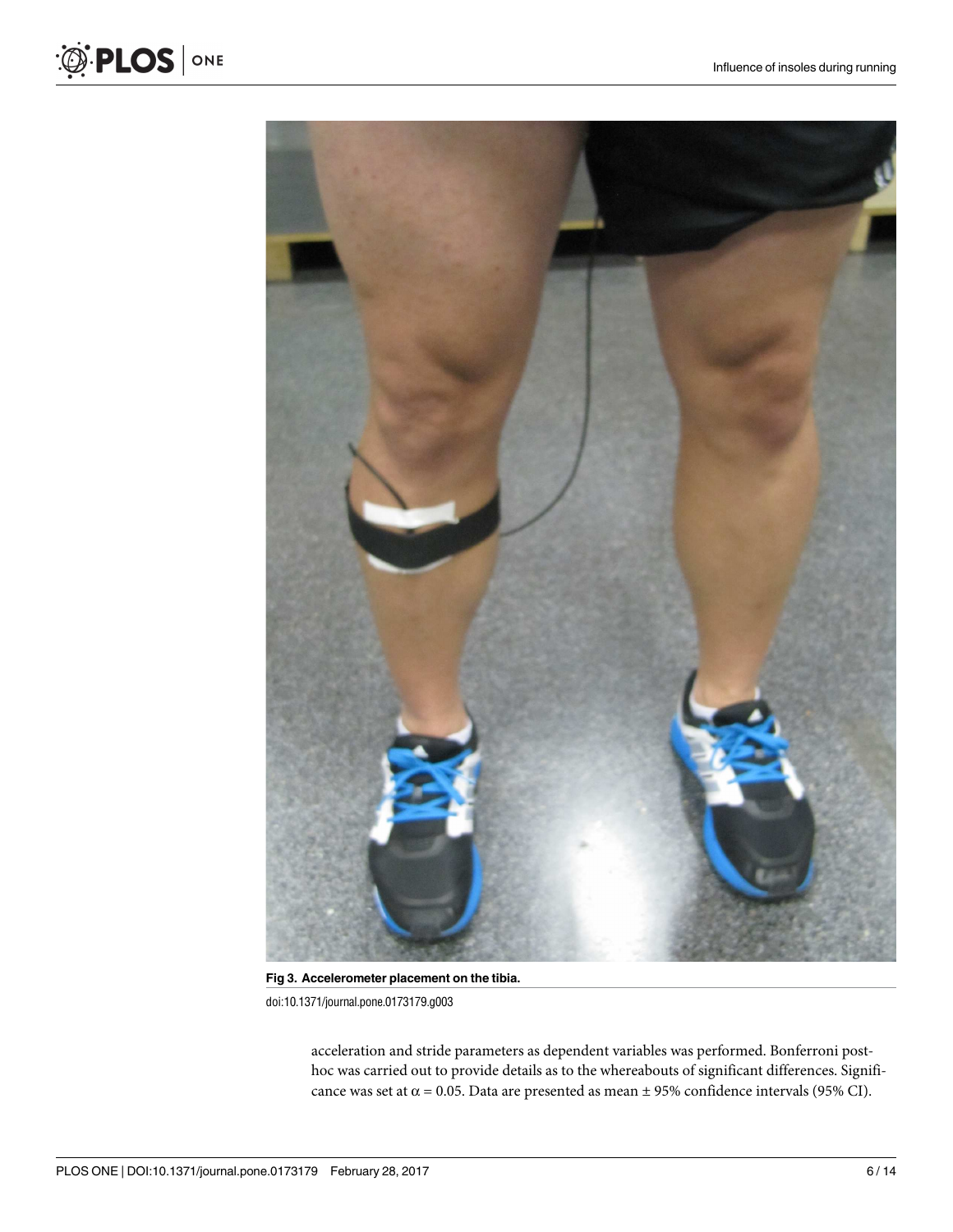Fig 3. Accelerometer placement on the tibia.

doi:10.1371/journal.pone.0173179.g003

acceleration and stride parameters as dependent variables was performed. Bonferroni post-hoc was carried out to provide details as to the whereabouts of significant differences. Significance was set at $\alpha = 0.05$. Data are presented as mean ± 95% confidence intervals (95% CI).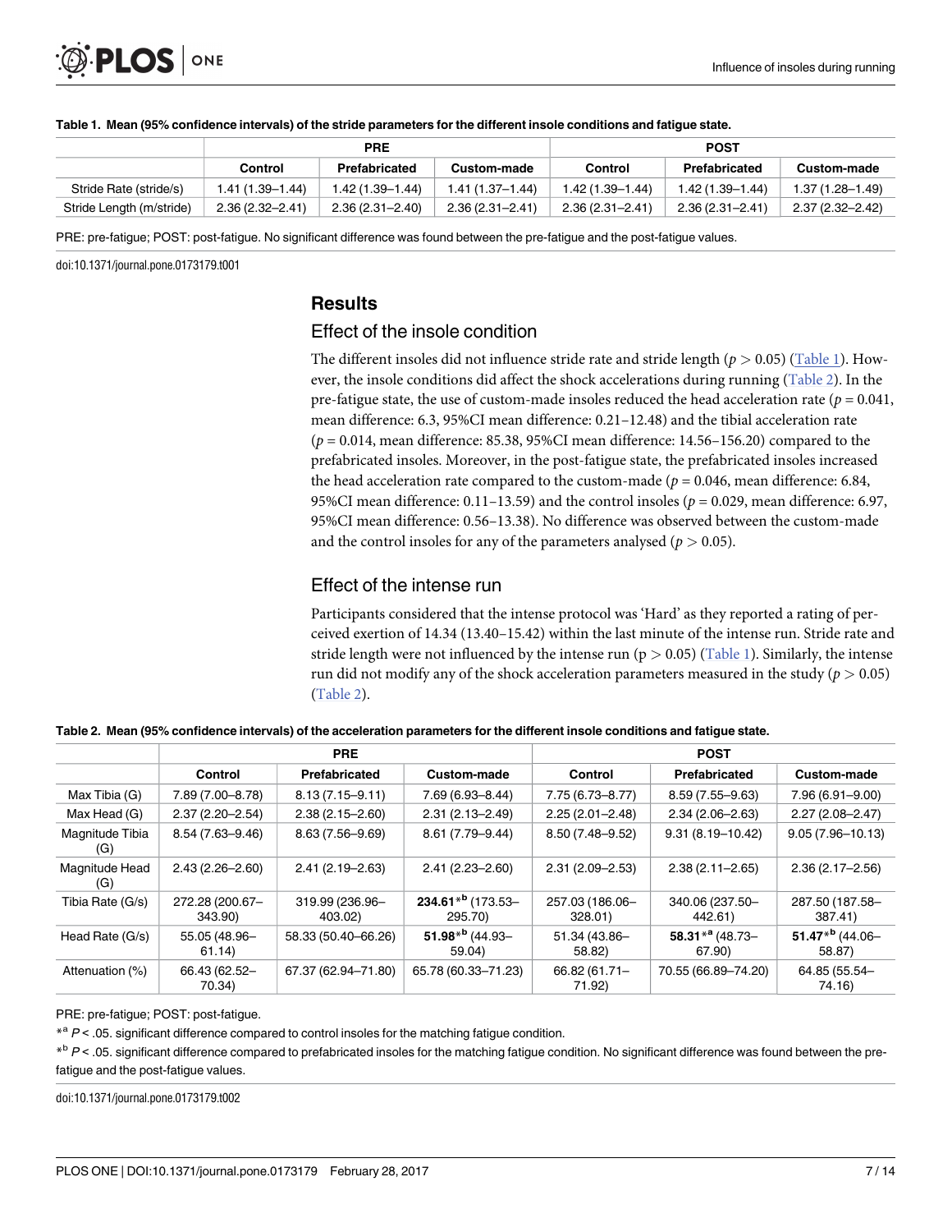**Table 1. Mean (95% confidence intervals) of the stride parameters for the different insole conditions and fatigue state.**

| | PRE | | | POST | | |
|---|---|---|---|---|---|---|
| | Control | Prefabricated | Custom-made | Control | Prefabricated | Custom-made |
| Stride Rate (stride/s) | 1.41 (1.39–1.44) | 1.42 (1.39–1.44) | 1.41 (1.37–1.44) | 1.42 (1.39–1.44) | 1.42 (1.39–1.44) | 1.37 (1.28–1.49) |
| Stride Length (m/stride) | 2.36 (2.32–2.41) | 2.36 (2.31–2.40) | 2.36 (2.31–2.41) | 2.36 (2.31–2.41) | 2.36 (2.31–2.41) | 2.37 (2.32–2.42) |

PRE: pre-fatigue; POST: post-fatigue. No significant difference was found between the pre-fatigue and the post-fatigue values.

doi:10.1371/journal.pone.0173179.t001

## Results

### Effect of the insole condition

The different insoles did not influence stride rate and stride length ($p > 0.05$) (Table 1). However, the insole conditions did affect the shock accelerations during running (Table 2). In the pre-fatigue state, the use of custom-made insoles reduced the head acceleration rate ($p = 0.041$, mean difference: 6.3, 95%CI mean difference: 0.21–12.48) and the tibial acceleration rate ($p = 0.014$, mean difference: 85.38, 95%CI mean difference: 14.56–156.20) compared to the prefabricated insoles. Moreover, in the post-fatigue state, the prefabricated insoles increased the head acceleration rate compared to the custom-made ($p = 0.046$, mean difference: 6.84, 95%CI mean difference: 0.11–13.59) and the control insoles ($p = 0.029$, mean difference: 6.97, 95%CI mean difference: 0.56–13.38). No difference was observed between the custom-made and the control insoles for any of the parameters analysed ($p > 0.05$).

### Effect of the intense run

Participants considered that the intense protocol was 'Hard' as they reported a rating of perceived exertion of 14.34 (13.40–15.42) within the last minute of the intense run. Stride rate and stride length were not influenced by the intense run ($p > 0.05$) (Table 1). Similarly, the intense run did not modify any of the shock acceleration parameters measured in the study ($p > 0.05$) (Table 2).

**Table 2. Mean (95% confidence intervals) of the acceleration parameters for the different insole conditions and fatigue state.**

| | PRE | | | POST | | |
|---|---|---|---|---|---|---|
| | Control | Prefabricated | Custom-made | Control | Prefabricated | Custom-made |
| Max Tibia (G) | 7.89 (7.00–8.78) | 8.13 (7.15–9.11) | 7.69 (6.93–8.44) | 7.75 (6.73–8.77) | 8.59 (7.55–9.63) | 7.96 (6.91–9.00) |
| Max Head (G) | 2.37 (2.20–2.54) | 2.38 (2.15–2.60) | 2.31 (2.13–2.49) | 2.25 (2.01–2.48) | 2.34 (2.06–2.63) | 2.27 (2.08–2.47) |
| Magnitude Tibia (G) | 8.54 (7.63–9.46) | 8.63 (7.56–9.69) | 8.61 (7.79–9.44) | 8.50 (7.48–9.52) | 9.31 (8.19–10.42) | 9.05 (7.96–10.13) |
| Magnitude Head (G) | 2.43 (2.26–2.60) | 2.41 (2.19–2.63) | 2.41 (2.23–2.60) | 2.31 (2.09–2.53) | 2.38 (2.11–2.65) | 2.36 (2.17–2.56) |
| Tibia Rate (G/s) | 272.28 (200.67–343.90) | 319.99 (236.96–403.02) | **234.61**\*[b] (173.53–295.70) | 257.03 (186.06–328.01) | 340.06 (237.50–442.61) | 287.50 (187.58–387.41) |
| Head Rate (G/s) | 55.05 (48.96–61.14) | 58.33 (50.40–66.26) | **51.98**\*[b] (44.93–59.04) | 51.34 (43.86–58.82) | **58.31**\*[a] (48.73–67.90) | **51.47**\*[b] (44.06–58.87) |
| Attenuation (%) | 66.43 (62.52–70.34) | 67.37 (62.94–71.80) | 65.78 (60.33–71.23) | 66.82 (61.71–71.92) | 70.55 (66.89–74.20) | 64.85 (55.54–74.16) |

PRE: pre-fatigue; POST: post-fatigue.

\*[a] $P < .05$. significant difference compared to control insoles for the matching fatigue condition.

\*[b] $P < .05$. significant difference compared to prefabricated insoles for the matching fatigue condition. No significant difference was found between the pre-fatigue and the post-fatigue values.

doi:10.1371/journal.pone.0173179.t002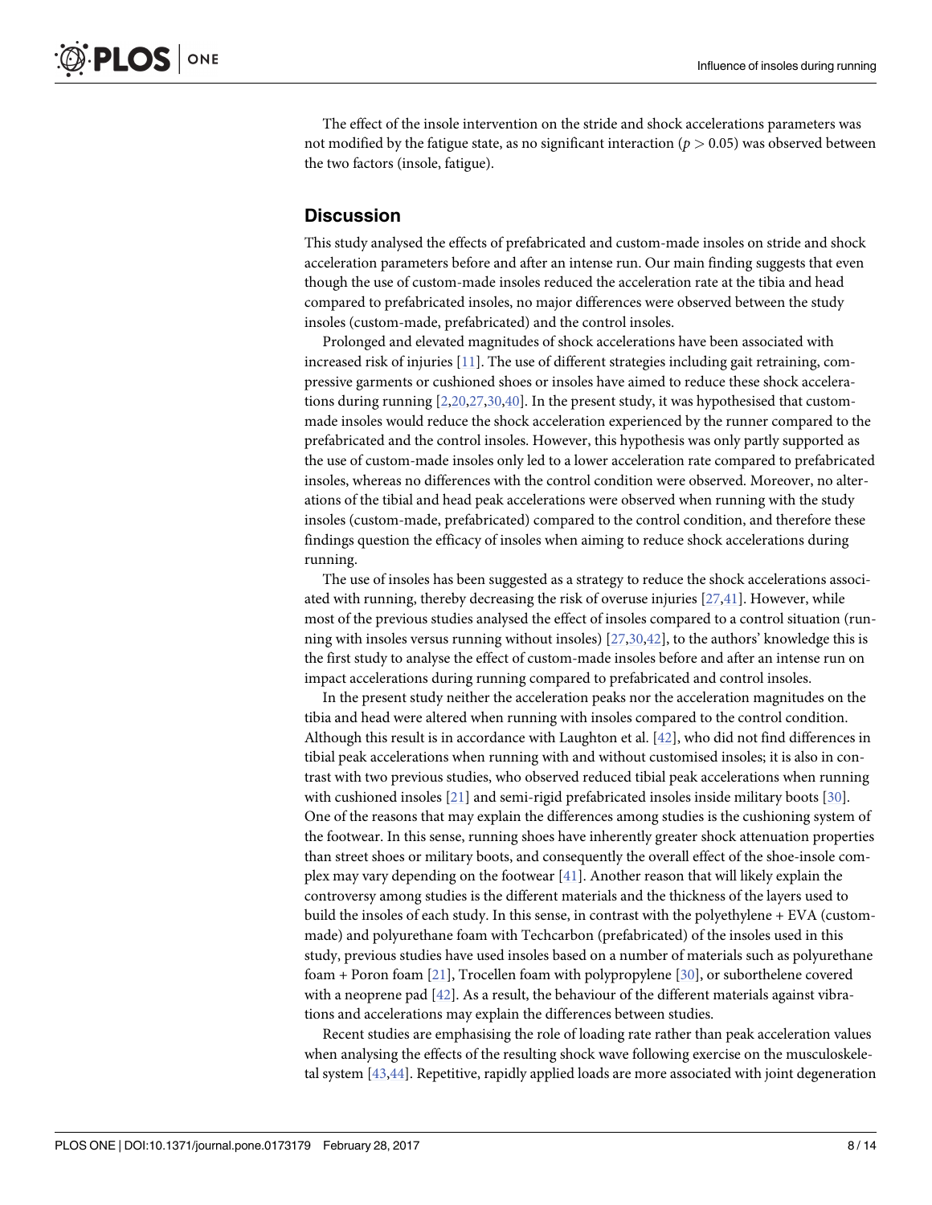The effect of the insole intervention on the stride and shock accelerations parameters was not modified by the fatigue state, as no significant interaction ($p > 0.05$) was observed between the two factors (insole, fatigue).

## Discussion

This study analysed the effects of prefabricated and custom-made insoles on stride and shock acceleration parameters before and after an intense run. Our main finding suggests that even though the use of custom-made insoles reduced the acceleration rate at the tibia and head compared to prefabricated insoles, no major differences were observed between the study insoles (custom-made, prefabricated) and the control insoles.

Prolonged and elevated magnitudes of shock accelerations have been associated with increased risk of injuries [11]. The use of different strategies including gait retraining, compressive garments or cushioned shoes or insoles have aimed to reduce these shock accelerations during running [2,20,27,30,40]. In the present study, it was hypothesised that custom-made insoles would reduce the shock acceleration experienced by the runner compared to the prefabricated and the control insoles. However, this hypothesis was only partly supported as the use of custom-made insoles only led to a lower acceleration rate compared to prefabricated insoles, whereas no differences with the control condition were observed. Moreover, no alterations of the tibial and head peak accelerations were observed when running with the study insoles (custom-made, prefabricated) compared to the control condition, and therefore these findings question the efficacy of insoles when aiming to reduce shock accelerations during running.

The use of insoles has been suggested as a strategy to reduce the shock accelerations associated with running, thereby decreasing the risk of overuse injuries [27,41]. However, while most of the previous studies analysed the effect of insoles compared to a control situation (running with insoles versus running without insoles) [27,30,42], to the authors' knowledge this is the first study to analyse the effect of custom-made insoles before and after an intense run on impact accelerations during running compared to prefabricated and control insoles.

In the present study neither the acceleration peaks nor the acceleration magnitudes on the tibia and head were altered when running with insoles compared to the control condition. Although this result is in accordance with Laughton et al. [42], who did not find differences in tibial peak accelerations when running with and without customised insoles; it is also in contrast with two previous studies, who observed reduced tibial peak accelerations when running with cushioned insoles [21] and semi-rigid prefabricated insoles inside military boots [30]. One of the reasons that may explain the differences among studies is the cushioning system of the footwear. In this sense, running shoes have inherently greater shock attenuation properties than street shoes or military boots, and consequently the overall effect of the shoe-insole complex may vary depending on the footwear [41]. Another reason that will likely explain the controversy among studies is the different materials and the thickness of the layers used to build the insoles of each study. In this sense, in contrast with the polyethylene + EVA (custom-made) and polyurethane foam with Techcarbon (prefabricated) of the insoles used in this study, previous studies have used insoles based on a number of materials such as polyurethane foam + Poron foam [21], Trocellen foam with polypropylene [30], or suborthelene covered with a neoprene pad [42]. As a result, the behaviour of the different materials against vibrations and accelerations may explain the differences between studies.

Recent studies are emphasising the role of loading rate rather than peak acceleration values when analysing the effects of the resulting shock wave following exercise on the musculoskeletal system [43,44]. Repetitive, rapidly applied loads are more associated with joint degeneration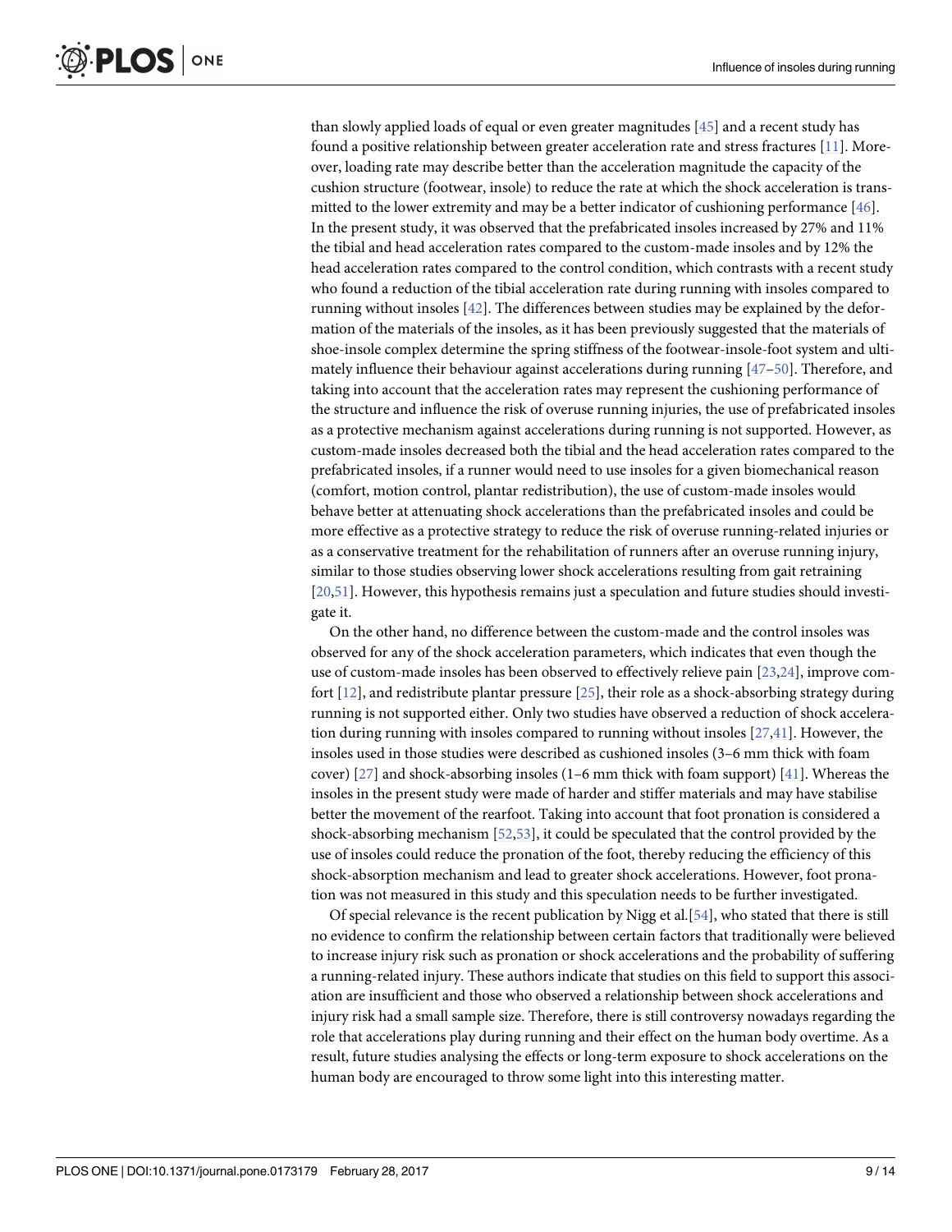than slowly applied loads of equal or even greater magnitudes [45] and a recent study has found a positive relationship between greater acceleration rate and stress fractures [11]. Moreover, loading rate may describe better than the acceleration magnitude the capacity of the cushion structure (footwear, insole) to reduce the rate at which the shock acceleration is transmitted to the lower extremity and may be a better indicator of cushioning performance [46]. In the present study, it was observed that the prefabricated insoles increased by 27% and 11% the tibial and head acceleration rates compared to the custom-made insoles and by 12% the head acceleration rates compared to the control condition, which contrasts with a recent study who found a reduction of the tibial acceleration rate during running with insoles compared to running without insoles [42]. The differences between studies may be explained by the deformation of the materials of the insoles, as it has been previously suggested that the materials of shoe-insole complex determine the spring stiffness of the footwear-insole-foot system and ultimately influence their behaviour against accelerations during running [47–50]. Therefore, and taking into account that the acceleration rates may represent the cushioning performance of the structure and influence the risk of overuse running injuries, the use of prefabricated insoles as a protective mechanism against accelerations during running is not supported. However, as custom-made insoles decreased both the tibial and the head acceleration rates compared to the prefabricated insoles, if a runner would need to use insoles for a given biomechanical reason (comfort, motion control, plantar redistribution), the use of custom-made insoles would behave better at attenuating shock accelerations than the prefabricated insoles and could be more effective as a protective strategy to reduce the risk of overuse running-related injuries or as a conservative treatment for the rehabilitation of runners after an overuse running injury, similar to those studies observing lower shock accelerations resulting from gait retraining [20,51]. However, this hypothesis remains just a speculation and future studies should investigate it.

On the other hand, no difference between the custom-made and the control insoles was observed for any of the shock acceleration parameters, which indicates that even though the use of custom-made insoles has been observed to effectively relieve pain [23,24], improve comfort [12], and redistribute plantar pressure [25], their role as a shock-absorbing strategy during running is not supported either. Only two studies have observed a reduction of shock acceleration during running with insoles compared to running without insoles [27,41]. However, the insoles used in those studies were described as cushioned insoles (3–6 mm thick with foam cover) [27] and shock-absorbing insoles (1–6 mm thick with foam support) [41]. Whereas the insoles in the present study were made of harder and stiffer materials and may have stabilise better the movement of the rearfoot. Taking into account that foot pronation is considered a shock-absorbing mechanism [52,53], it could be speculated that the control provided by the use of insoles could reduce the pronation of the foot, thereby reducing the efficiency of this shock-absorption mechanism and lead to greater shock accelerations. However, foot pronation was not measured in this study and this speculation needs to be further investigated.

Of special relevance is the recent publication by Nigg et al.[54], who stated that there is still no evidence to confirm the relationship between certain factors that traditionally were believed to increase injury risk such as pronation or shock accelerations and the probability of suffering a running-related injury. These authors indicate that studies on this field to support this association are insufficient and those who observed a relationship between shock accelerations and injury risk had a small sample size. Therefore, there is still controversy nowadays regarding the role that accelerations play during running and their effect on the human body overtime. As a result, future studies analysing the effects or long-term exposure to shock accelerations on the human body are encouraged to throw some light into this interesting matter.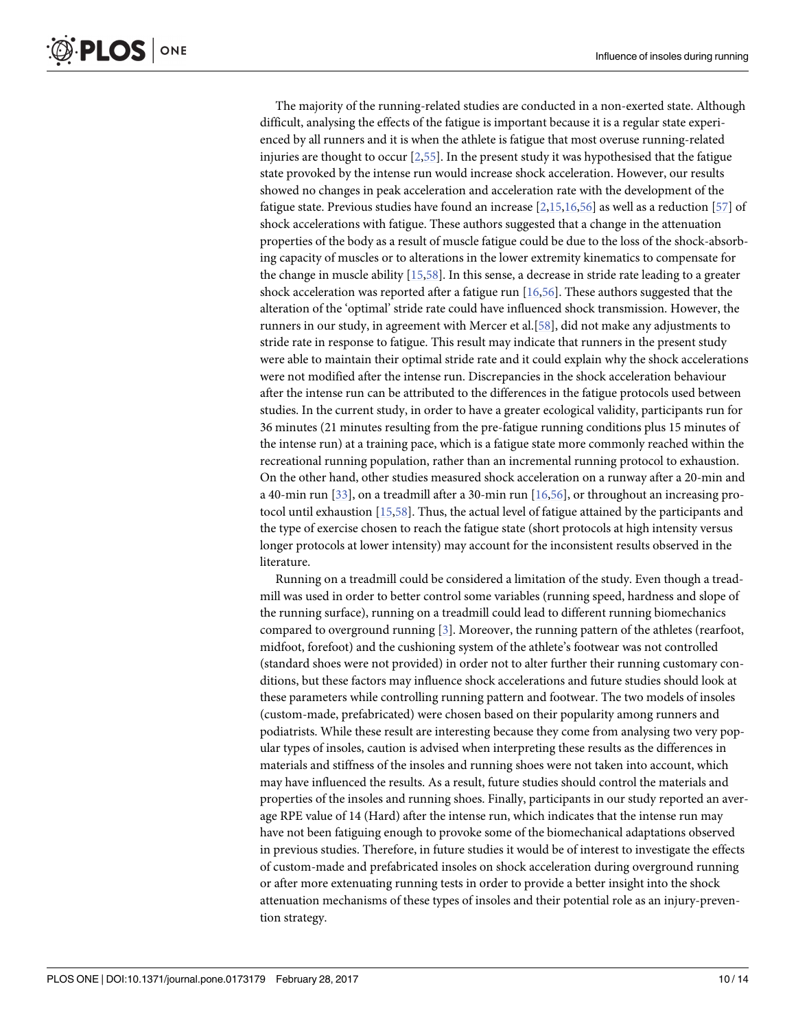The majority of the running-related studies are conducted in a non-exerted state. Although difficult, analysing the effects of the fatigue is important because it is a regular state experienced by all runners and it is when the athlete is fatigue that most overuse running-related injuries are thought to occur [2,55]. In the present study it was hypothesised that the fatigue state provoked by the intense run would increase shock acceleration. However, our results showed no changes in peak acceleration and acceleration rate with the development of the fatigue state. Previous studies have found an increase [2,15,16,56] as well as a reduction [57] of shock accelerations with fatigue. These authors suggested that a change in the attenuation properties of the body as a result of muscle fatigue could be due to the loss of the shock-absorbing capacity of muscles or to alterations in the lower extremity kinematics to compensate for the change in muscle ability [15,58]. In this sense, a decrease in stride rate leading to a greater shock acceleration was reported after a fatigue run [16,56]. These authors suggested that the alteration of the 'optimal' stride rate could have influenced shock transmission. However, the runners in our study, in agreement with Mercer et al.[58], did not make any adjustments to stride rate in response to fatigue. This result may indicate that runners in the present study were able to maintain their optimal stride rate and it could explain why the shock accelerations were not modified after the intense run. Discrepancies in the shock acceleration behaviour after the intense run can be attributed to the differences in the fatigue protocols used between studies. In the current study, in order to have a greater ecological validity, participants run for 36 minutes (21 minutes resulting from the pre-fatigue running conditions plus 15 minutes of the intense run) at a training pace, which is a fatigue state more commonly reached within the recreational running population, rather than an incremental running protocol to exhaustion. On the other hand, other studies measured shock acceleration on a runway after a 20-min and a 40-min run [33], on a treadmill after a 30-min run [16,56], or throughout an increasing protocol until exhaustion [15,58]. Thus, the actual level of fatigue attained by the participants and the type of exercise chosen to reach the fatigue state (short protocols at high intensity versus longer protocols at lower intensity) may account for the inconsistent results observed in the literature.

Running on a treadmill could be considered a limitation of the study. Even though a treadmill was used in order to better control some variables (running speed, hardness and slope of the running surface), running on a treadmill could lead to different running biomechanics compared to overground running [3]. Moreover, the running pattern of the athletes (rearfoot, midfoot, forefoot) and the cushioning system of the athlete's footwear was not controlled (standard shoes were not provided) in order not to alter further their running customary conditions, but these factors may influence shock accelerations and future studies should look at these parameters while controlling running pattern and footwear. The two models of insoles (custom-made, prefabricated) were chosen based on their popularity among runners and podiatrists. While these result are interesting because they come from analysing two very popular types of insoles, caution is advised when interpreting these results as the differences in materials and stiffness of the insoles and running shoes were not taken into account, which may have influenced the results. As a result, future studies should control the materials and properties of the insoles and running shoes. Finally, participants in our study reported an average RPE value of 14 (Hard) after the intense run, which indicates that the intense run may have not been fatiguing enough to provoke some of the biomechanical adaptations observed in previous studies. Therefore, in future studies it would be of interest to investigate the effects of custom-made and prefabricated insoles on shock acceleration during overground running or after more extenuating running tests in order to provide a better insight into the shock attenuation mechanisms of these types of insoles and their potential role as an injury-prevention strategy.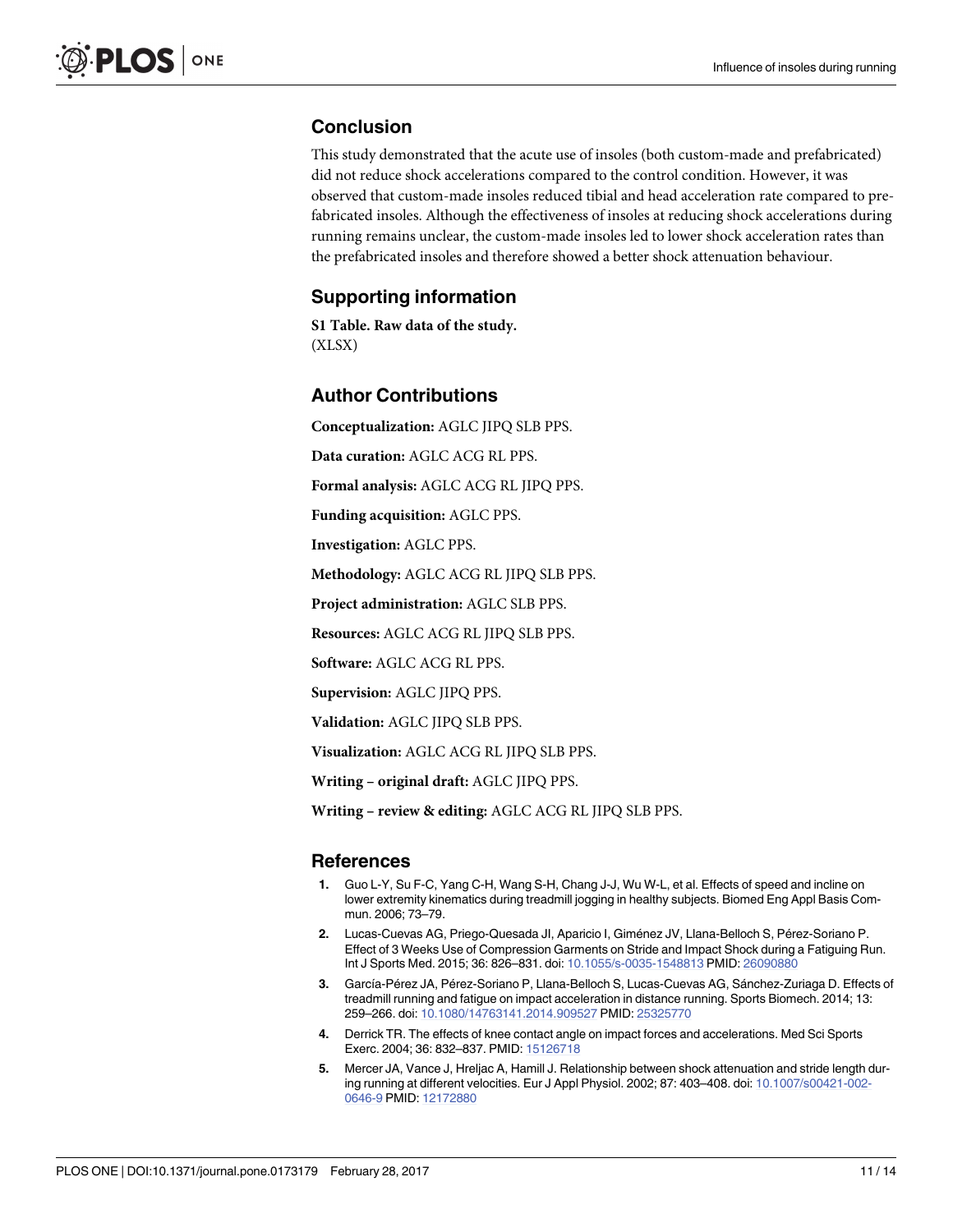## Conclusion

This study demonstrated that the acute use of insoles (both custom-made and prefabricated) did not reduce shock accelerations compared to the control condition. However, it was observed that custom-made insoles reduced tibial and head acceleration rate compared to prefabricated insoles. Although the effectiveness of insoles at reducing shock accelerations during running remains unclear, the custom-made insoles led to lower shock acceleration rates than the prefabricated insoles and therefore showed a better shock attenuation behaviour.

## Supporting information

**S1 Table. Raw data of the study.**
(XLSX)

## Author Contributions

**Conceptualization:** AGLC JIPQ SLB PPS.

**Data curation:** AGLC ACG RL PPS.

**Formal analysis:** AGLC ACG RL JIPQ PPS.

**Funding acquisition:** AGLC PPS.

**Investigation:** AGLC PPS.

**Methodology:** AGLC ACG RL JIPQ SLB PPS.

**Project administration:** AGLC SLB PPS.

**Resources:** AGLC ACG RL JIPQ SLB PPS.

**Software:** AGLC ACG RL PPS.

**Supervision:** AGLC JIPQ PPS.

**Validation:** AGLC JIPQ SLB PPS.

**Visualization:** AGLC ACG RL JIPQ SLB PPS.

**Writing – original draft:** AGLC JIPQ PPS.

**Writing – review & editing:** AGLC ACG RL JIPQ SLB PPS.

## References

1. Guo L-Y, Su F-C, Yang C-H, Wang S-H, Chang J-J, Wu W-L, et al. Effects of speed and incline on lower extremity kinematics during treadmill jogging in healthy subjects. Biomed Eng Appl Basis Commun. 2006; 73–79.
2. Lucas-Cuevas AG, Priego-Quesada JI, Aparicio I, Giménez JV, Llana-Belloch S, Pérez-Soriano P. Effect of 3 Weeks Use of Compression Garments on Stride and Impact Shock during a Fatiguing Run. Int J Sports Med. 2015; 36: 826–831. doi: 10.1055/s-0035-1548813 PMID: 26090880
3. García-Pérez JA, Pérez-Soriano P, Llana-Belloch S, Lucas-Cuevas AG, Sánchez-Zuriaga D. Effects of treadmill running and fatigue on impact acceleration in distance running. Sports Biomech. 2014; 13: 259–266. doi: 10.1080/14763141.2014.909527 PMID: 25325770
4. Derrick TR. The effects of knee contact angle on impact forces and accelerations. Med Sci Sports Exerc. 2004; 36: 832–837. PMID: 15126718
5. Mercer JA, Vance J, Hreljac A, Hamill J. Relationship between shock attenuation and stride length during running at different velocities. Eur J Appl Physiol. 2002; 87: 403–408. doi: 10.1007/s00421-002-0646-9 PMID: 12172880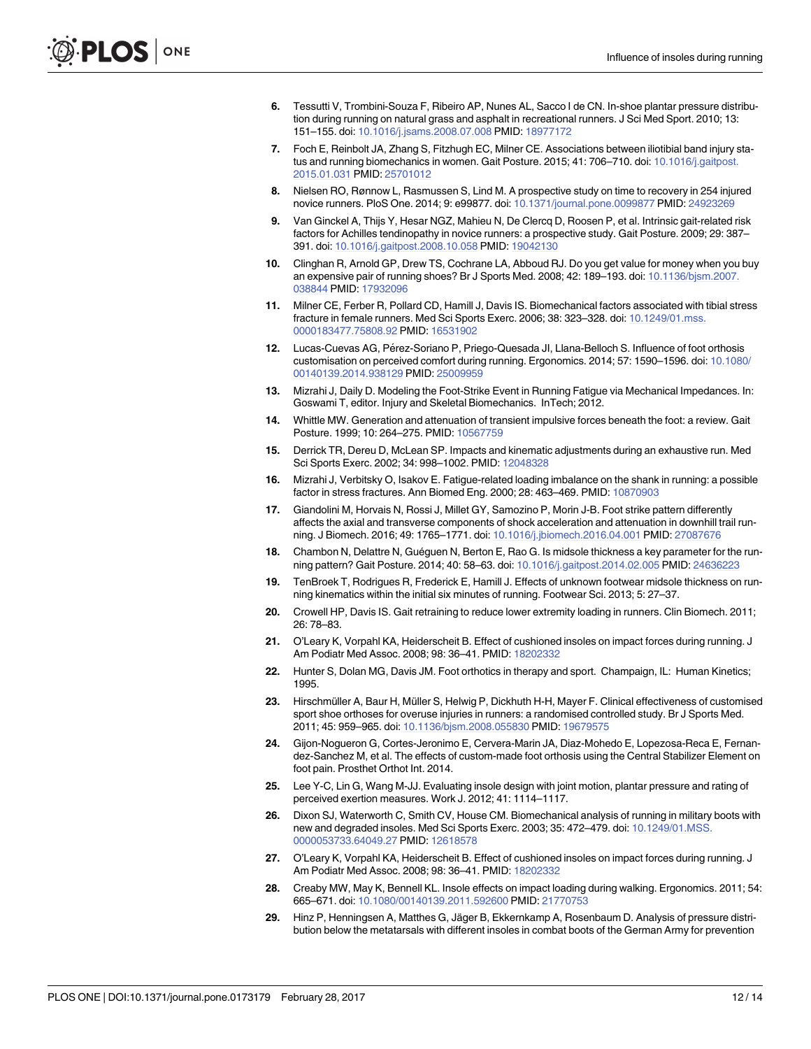6. Tessutti V, Trombini-Souza F, Ribeiro AP, Nunes AL, Sacco I de CN. In-shoe plantar pressure distribution during running on natural grass and asphalt in recreational runners. J Sci Med Sport. 2010; 13: 151–155. doi: 10.1016/j.jsams.2008.07.008 PMID: 18977172
7. Foch E, Reinbolt JA, Zhang S, Fitzhugh EC, Milner CE. Associations between iliotibial band injury status and running biomechanics in women. Gait Posture. 2015; 41: 706–710. doi: 10.1016/j.gaitpost.2015.01.031 PMID: 25701012
8. Nielsen RO, Rønnow L, Rasmussen S, Lind M. A prospective study on time to recovery in 254 injured novice runners. PloS One. 2014; 9: e99877. doi: 10.1371/journal.pone.0099877 PMID: 24923269
9. Van Ginckel A, Thijs Y, Hesar NGZ, Mahieu N, De Clercq D, Roosen P, et al. Intrinsic gait-related risk factors for Achilles tendinopathy in novice runners: a prospective study. Gait Posture. 2009; 29: 387–391. doi: 10.1016/j.gaitpost.2008.10.058 PMID: 19042130
10. Clinghan R, Arnold GP, Drew TS, Cochrane LA, Abboud RJ. Do you get value for money when you buy an expensive pair of running shoes? Br J Sports Med. 2008; 42: 189–193. doi: 10.1136/bjsm.2007.038844 PMID: 17932096
11. Milner CE, Ferber R, Pollard CD, Hamill J, Davis IS. Biomechanical factors associated with tibial stress fracture in female runners. Med Sci Sports Exerc. 2006; 38: 323–328. doi: 10.1249/01.mss.0000183477.75808.92 PMID: 16531902
12. Lucas-Cuevas AG, Pérez-Soriano P, Priego-Quesada JI, Llana-Belloch S. Influence of foot orthosis customisation on perceived comfort during running. Ergonomics. 2014; 57: 1590–1596. doi: 10.1080/00140139.2014.938129 PMID: 25009959
13. Mizrahi J, Daily D. Modeling the Foot-Strike Event in Running Fatigue via Mechanical Impedances. In: Goswami T, editor. Injury and Skeletal Biomechanics. InTech; 2012.
14. Whittle MW. Generation and attenuation of transient impulsive forces beneath the foot: a review. Gait Posture. 1999; 10: 264–275. PMID: 10567759
15. Derrick TR, Dereu D, McLean SP. Impacts and kinematic adjustments during an exhaustive run. Med Sci Sports Exerc. 2002; 34: 998–1002. PMID: 12048328
16. Mizrahi J, Verbitsky O, Isakov E. Fatigue-related loading imbalance on the shank in running: a possible factor in stress fractures. Ann Biomed Eng. 2000; 28: 463–469. PMID: 10870903
17. Giandolini M, Horvais N, Rossi J, Millet GY, Samozino P, Morin J-B. Foot strike pattern differently affects the axial and transverse components of shock acceleration and attenuation in downhill trail running. J Biomech. 2016; 49: 1765–1771. doi: 10.1016/j.jbiomech.2016.04.001 PMID: 27087676
18. Chambon N, Delattre N, Guéguen N, Berton E, Rao G. Is midsole thickness a key parameter for the running pattern? Gait Posture. 2014; 40: 58–63. doi: 10.1016/j.gaitpost.2014.02.005 PMID: 24636223
19. TenBroek T, Rodrigues R, Frederick E, Hamill J. Effects of unknown footwear midsole thickness on running kinematics within the initial six minutes of running. Footwear Sci. 2013; 5: 27–37.
20. Crowell HP, Davis IS. Gait retraining to reduce lower extremity loading in runners. Clin Biomech. 2011; 26: 78–83.
21. O'Leary K, Vorpahl KA, Heiderscheit B. Effect of cushioned insoles on impact forces during running. J Am Podiatr Med Assoc. 2008; 98: 36–41. PMID: 18202332
22. Hunter S, Dolan MG, Davis JM. Foot orthotics in therapy and sport. Champaign, IL: Human Kinetics; 1995.
23. Hirschmüller A, Baur H, Müller S, Helwig P, Dickhuth H-H, Mayer F. Clinical effectiveness of customised sport shoe orthoses for overuse injuries in runners: a randomised controlled study. Br J Sports Med. 2011; 45: 959–965. doi: 10.1136/bjsm.2008.055830 PMID: 19679575
24. Gijon-Nogueron G, Cortes-Jeronimo E, Cervera-Marin JA, Diaz-Mohedo E, Lopezosa-Reca E, Fernandez-Sanchez M, et al. The effects of custom-made foot orthosis using the Central Stabilizer Element on foot pain. Prosthet Orthot Int. 2014.
25. Lee Y-C, Lin G, Wang M-JJ. Evaluating insole design with joint motion, plantar pressure and rating of perceived exertion measures. Work J. 2012; 41: 1114–1117.
26. Dixon SJ, Waterworth C, Smith CV, House CM. Biomechanical analysis of running in military boots with new and degraded insoles. Med Sci Sports Exerc. 2003; 35: 472–479. doi: 10.1249/01.MSS.0000053733.64049.27 PMID: 12618578
27. O'Leary K, Vorpahl KA, Heiderscheit B. Effect of cushioned insoles on impact forces during running. J Am Podiatr Med Assoc. 2008; 98: 36–41. PMID: 18202332
28. Creaby MW, May K, Bennell KL. Insole effects on impact loading during walking. Ergonomics. 2011; 54: 665–671. doi: 10.1080/00140139.2011.592600 PMID: 21770753
29. Hinz P, Henningsen A, Matthes G, Jäger B, Ekkernkamp A, Rosenbaum D. Analysis of pressure distribution below the metatarsals with different insoles in combat boots of the German Army for prevention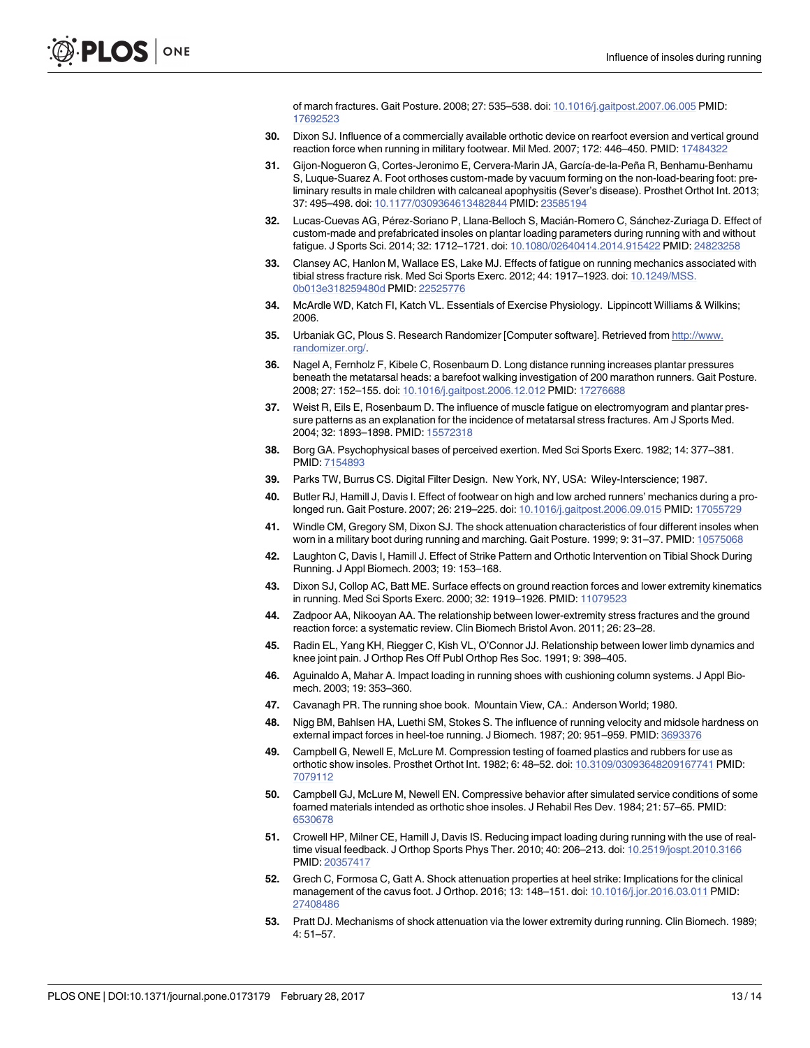of march fractures. Gait Posture. 2008; 27: 535–538. doi: 10.1016/j.gaitpost.2007.06.005 PMID: 17692523

30. Dixon SJ. Influence of a commercially available orthotic device on rearfoot eversion and vertical ground reaction force when running in military footwear. Mil Med. 2007; 172: 446–450. PMID: 17484322

31. Gijon-Nogueron G, Cortes-Jeronimo E, Cervera-Marin JA, García-de-la-Peña R, Benhamu-Benhamu S, Luque-Suarez A. Foot orthoses custom-made by vacuum forming on the non-load-bearing foot: preliminary results in male children with calcaneal apophysitis (Sever's disease). Prosthet Orthot Int. 2013; 37: 495–498. doi: 10.1177/0309364613482844 PMID: 23585194

32. Lucas-Cuevas AG, Pérez-Soriano P, Llana-Belloch S, Macián-Romero C, Sánchez-Zuriaga D. Effect of custom-made and prefabricated insoles on plantar loading parameters during running with and without fatigue. J Sports Sci. 2014; 32: 1712–1721. doi: 10.1080/02640414.2014.915422 PMID: 24823258

33. Clansey AC, Hanlon M, Wallace ES, Lake MJ. Effects of fatigue on running mechanics associated with tibial stress fracture risk. Med Sci Sports Exerc. 2012; 44: 1917–1923. doi: 10.1249/MSS.0b013e318259480d PMID: 22525776

34. McArdle WD, Katch FI, Katch VL. Essentials of Exercise Physiology. Lippincott Williams & Wilkins; 2006.

35. Urbaniak GC, Plous S. Research Randomizer [Computer software]. Retrieved from http://www.randomizer.org/.

36. Nagel A, Fernholz F, Kibele C, Rosenbaum D. Long distance running increases plantar pressures beneath the metatarsal heads: a barefoot walking investigation of 200 marathon runners. Gait Posture. 2008; 27: 152–155. doi: 10.1016/j.gaitpost.2006.12.012 PMID: 17276688

37. Weist R, Eils E, Rosenbaum D. The influence of muscle fatigue on electromyogram and plantar pressure patterns as an explanation for the incidence of metatarsal stress fractures. Am J Sports Med. 2004; 32: 1893–1898. PMID: 15572318

38. Borg GA. Psychophysical bases of perceived exertion. Med Sci Sports Exerc. 1982; 14: 377–381. PMID: 7154893

39. Parks TW, Burrus CS. Digital Filter Design. New York, NY, USA: Wiley-Interscience; 1987.

40. Butler RJ, Hamill J, Davis I. Effect of footwear on high and low arched runners' mechanics during a prolonged run. Gait Posture. 2007; 26: 219–225. doi: 10.1016/j.gaitpost.2006.09.015 PMID: 17055729

41. Windle CM, Gregory SM, Dixon SJ. The shock attenuation characteristics of four different insoles when worn in a military boot during running and marching. Gait Posture. 1999; 9: 31–37. PMID: 10575068

42. Laughton C, Davis I, Hamill J. Effect of Strike Pattern and Orthotic Intervention on Tibial Shock During Running. J Appl Biomech. 2003; 19: 153–168.

43. Dixon SJ, Collop AC, Batt ME. Surface effects on ground reaction forces and lower extremity kinematics in running. Med Sci Sports Exerc. 2000; 32: 1919–1926. PMID: 11079523

44. Zadpoor AA, Nikooyan AA. The relationship between lower-extremity stress fractures and the ground reaction force: a systematic review. Clin Biomech Bristol Avon. 2011; 26: 23–28.

45. Radin EL, Yang KH, Riegger C, Kish VL, O'Connor JJ. Relationship between lower limb dynamics and knee joint pain. J Orthop Res Off Publ Orthop Res Soc. 1991; 9: 398–405.

46. Aguinaldo A, Mahar A. Impact loading in running shoes with cushioning column systems. J Appl Biomech. 2003; 19: 353–360.

47. Cavanagh PR. The running shoe book. Mountain View, CA.: Anderson World; 1980.

48. Nigg BM, Bahlsen HA, Luethi SM, Stokes S. The influence of running velocity and midsole hardness on external impact forces in heel-toe running. J Biomech. 1987; 20: 951–959. PMID: 3693376

49. Campbell G, Newell E, McLure M. Compression testing of foamed plastics and rubbers for use as orthotic show insoles. Prosthet Orthot Int. 1982; 6: 48–52. doi: 10.3109/03093648209167741 PMID: 7079112

50. Campbell GJ, McLure M, Newell EN. Compressive behavior after simulated service conditions of some foamed materials intended as orthotic shoe insoles. J Rehabil Res Dev. 1984; 21: 57–65. PMID: 6530678

51. Crowell HP, Milner CE, Hamill J, Davis IS. Reducing impact loading during running with the use of real-time visual feedback. J Orthop Sports Phys Ther. 2010; 40: 206–213. doi: 10.2519/jospt.2010.3166 PMID: 20357417

52. Grech C, Formosa C, Gatt A. Shock attenuation properties at heel strike: Implications for the clinical management of the cavus foot. J Orthop. 2016; 13: 148–151. doi: 10.1016/j.jor.2016.03.011 PMID: 27408486

53. Pratt DJ. Mechanisms of shock attenuation via the lower extremity during running. Clin Biomech. 1989; 4: 51–57.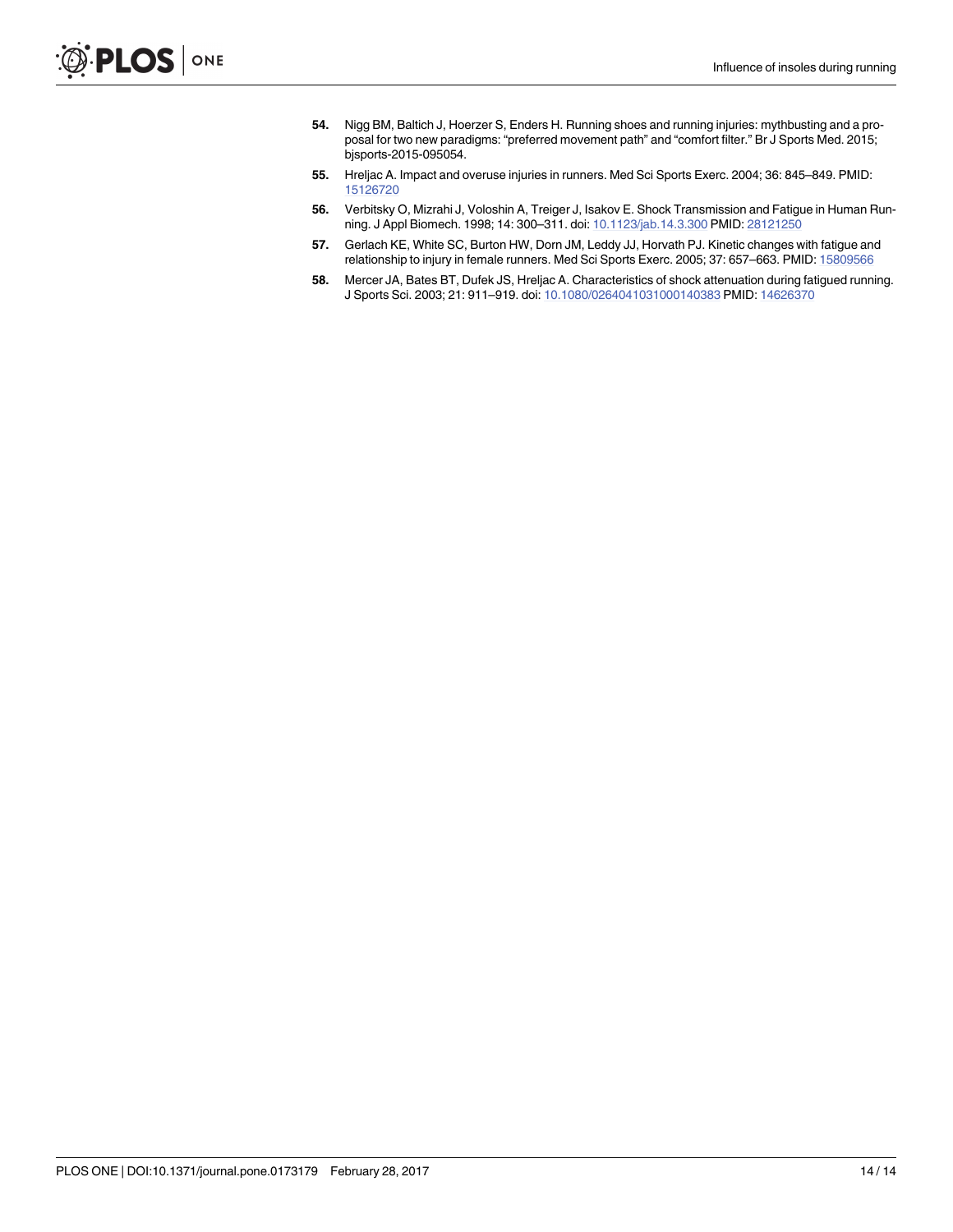54. Nigg BM, Baltich J, Hoerzer S, Enders H. Running shoes and running injuries: mythbusting and a proposal for two new paradigms: "preferred movement path" and "comfort filter." Br J Sports Med. 2015; bjsports-2015-095054.

55. Hreljac A. Impact and overuse injuries in runners. Med Sci Sports Exerc. 2004; 36: 845–849. PMID: 15126720

56. Verbitsky O, Mizrahi J, Voloshin A, Treiger J, Isakov E. Shock Transmission and Fatigue in Human Running. J Appl Biomech. 1998; 14: 300–311. doi: 10.1123/jab.14.3.300 PMID: 28121250

57. Gerlach KE, White SC, Burton HW, Dorn JM, Leddy JJ, Horvath PJ. Kinetic changes with fatigue and relationship to injury in female runners. Med Sci Sports Exerc. 2005; 37: 657–663. PMID: 15809566

58. Mercer JA, Bates BT, Dufek JS, Hreljac A. Characteristics of shock attenuation during fatigued running. J Sports Sci. 2003; 21: 911–919. doi: 10.1080/0264041031000140383 PMID: 14626370